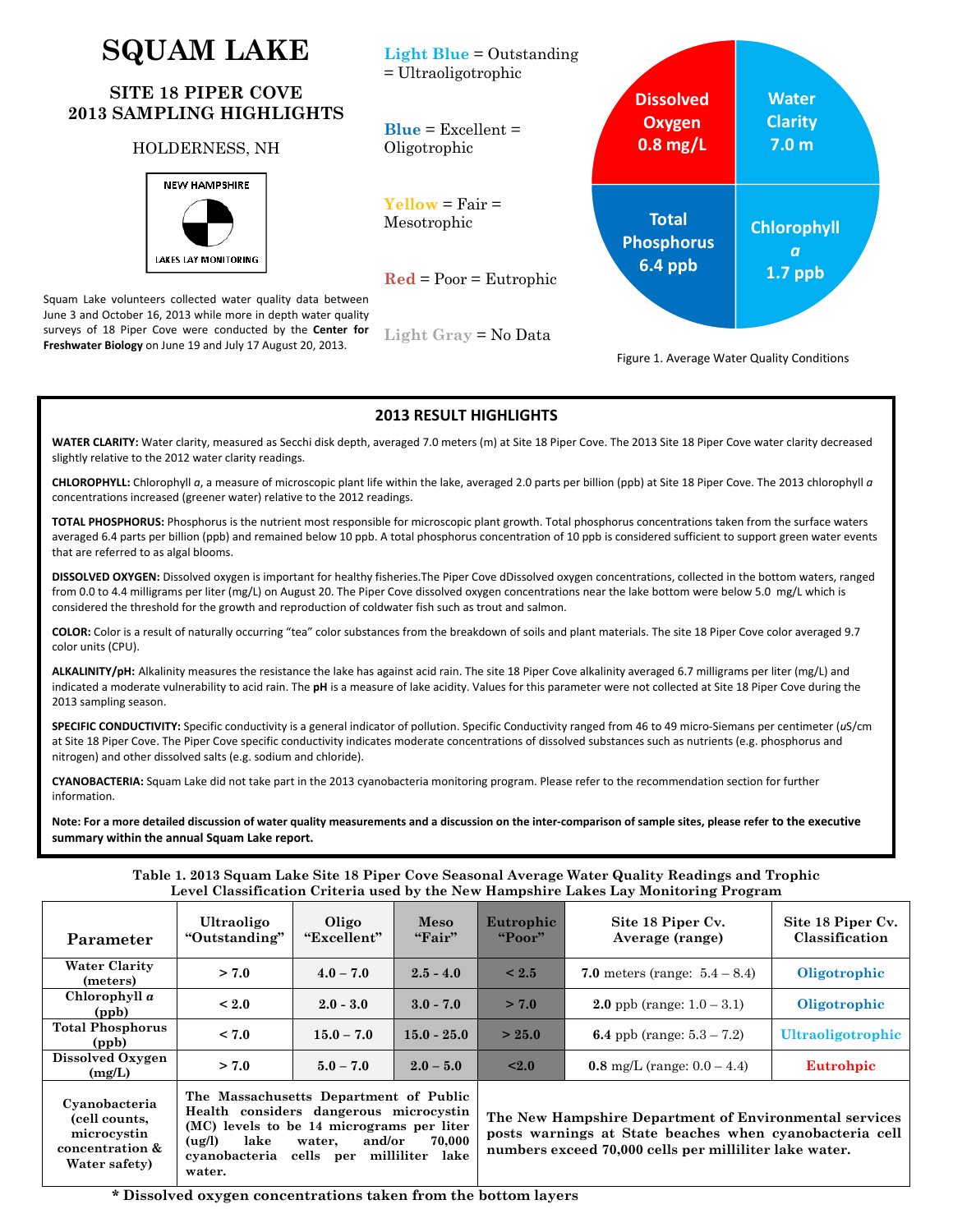# SQUAM LAKE

## SITE 18 PIPER COVE
## 2013 SAMPLING HIGHLIGHTS

HOLDERNESS, NH

NEW HAMPSHIRE
LAKES LAY MONITORING

Squam Lake volunteers collected water quality data between June 3 and October 16, 2013 while more in depth water quality surveys of 18 Piper Cove were conducted by the **Center for Freshwater Biology** on June 19 and July 17 August 20, 2013.

Light Blue = Outstanding = Ultraoligotrophic

Blue = Excellent = Oligotrophic

Yellow = Fair = Mesotrophic

Red = Poor = Eutrophic

Light Gray = No Data

Dissolved Oxygen 0.8 mg/L

Water Clarity 7.0 m

Total Phosphorus 6.4 ppb

Chlorophyll *a* 1.7 ppb

Figure 1. Average Water Quality Conditions

## 2013 RESULT HIGHLIGHTS

**WATER CLARITY:** Water clarity, measured as Secchi disk depth, averaged 7.0 meters (m) at Site 18 Piper Cove. The 2013 Site 18 Piper Cove water clarity decreased slightly relative to the 2012 water clarity readings.

**CHLOROPHYLL:** Chlorophyll *a*, a measure of microscopic plant life within the lake, averaged 2.0 parts per billion (ppb) at Site 18 Piper Cove. The 2013 chlorophyll *a* concentrations increased (greener water) relative to the 2012 readings.

**TOTAL PHOSPHORUS:** Phosphorus is the nutrient most responsible for microscopic plant growth. Total phosphorus concentrations taken from the surface waters averaged 6.4 parts per billion (ppb) and remained below 10 ppb. A total phosphorus concentration of 10 ppb is considered sufficient to support green water events that are referred to as algal blooms.

**DISSOLVED OXYGEN:** Dissolved oxygen is important for healthy fisheries.The Piper Cove dDissolved oxygen concentrations, collected in the bottom waters, ranged from 0.0 to 4.4 milligrams per liter (mg/L) on August 20. The Piper Cove dissolved oxygen concentrations near the lake bottom were below 5.0 mg/L which is considered the threshold for the growth and reproduction of coldwater fish such as trout and salmon.

**COLOR:** Color is a result of naturally occurring "tea" color substances from the breakdown of soils and plant materials. The site 18 Piper Cove color averaged 9.7 color units (CPU).

**ALKALINITY/pH:** Alkalinity measures the resistance the lake has against acid rain. The site 18 Piper Cove alkalinity averaged 6.7 milligrams per liter (mg/L) and indicated a moderate vulnerability to acid rain. The **pH** is a measure of lake acidity. Values for this parameter were not collected at Site 18 Piper Cove during the 2013 sampling season.

**SPECIFIC CONDUCTIVITY:** Specific conductivity is a general indicator of pollution. Specific Conductivity ranged from 46 to 49 micro-Siemans per centimeter (*u*S/cm at Site 18 Piper Cove. The Piper Cove specific conductivity indicates moderate concentrations of dissolved substances such as nutrients (e.g. phosphorus and nitrogen) and other dissolved salts (e.g. sodium and chloride).

**CYANOBACTERIA:** Squam Lake did not take part in the 2013 cyanobacteria monitoring program. Please refer to the recommendation section for further information.

**Note: For a more detailed discussion of water quality measurements and a discussion on the inter-comparison of sample sites, please refer to the executive summary within the annual Squam Lake report.**

**Table 1. 2013 Squam Lake Site 18 Piper Cove Seasonal Average Water Quality Readings and Trophic Level Classification Criteria used by the New Hampshire Lakes Lay Monitoring Program**

| Parameter | Ultraoligo "Outstanding" | Oligo "Excellent" | Meso "Fair" | Eutrophic "Poor" | Site 18 Piper Cv. Average (range) | Site 18 Piper Cv. Classification |
|---|---|---|---|---|---|---|
| Water Clarity (meters) | > 7.0 | 4.0 – 7.0 | 2.5 - 4.0 | < 2.5 | **7.0** meters (range: 5.4 – 8.4) | Oligotrophic |
| Chlorophyll *a* (ppb) | < 2.0 | 2.0 - 3.0 | 3.0 - 7.0 | > 7.0 | **2.0** ppb (range: 1.0 – 3.1) | Oligotrophic |
| Total Phosphorus (ppb) | < 7.0 | 15.0 – 7.0 | 15.0 - 25.0 | > 25.0 | **6.4** ppb (range: 5.3 – 7.2) | Ultraoligotrophic |
| Dissolved Oxygen (mg/L) | > 7.0 | 5.0 – 7.0 | 2.0 – 5.0 | <2.0 | **0.8** mg/L (range: 0.0 – 4.4) | Eutrohpic |
| Cyanobacteria (cell counts, microcystin concentration & Water safety) | The Massachusetts Department of Public Health considers dangerous microcystin (MC) levels to be 14 micrograms per liter (ug/l) lake water, and/or 70,000 cyanobacteria cells per milliliter lake water. | | | | The New Hampshire Department of Environmental services posts warnings at State beaches when cyanobacteria cell numbers exceed 70,000 cells per milliliter lake water. | |

**\* Dissolved oxygen concentrations taken from the bottom layers**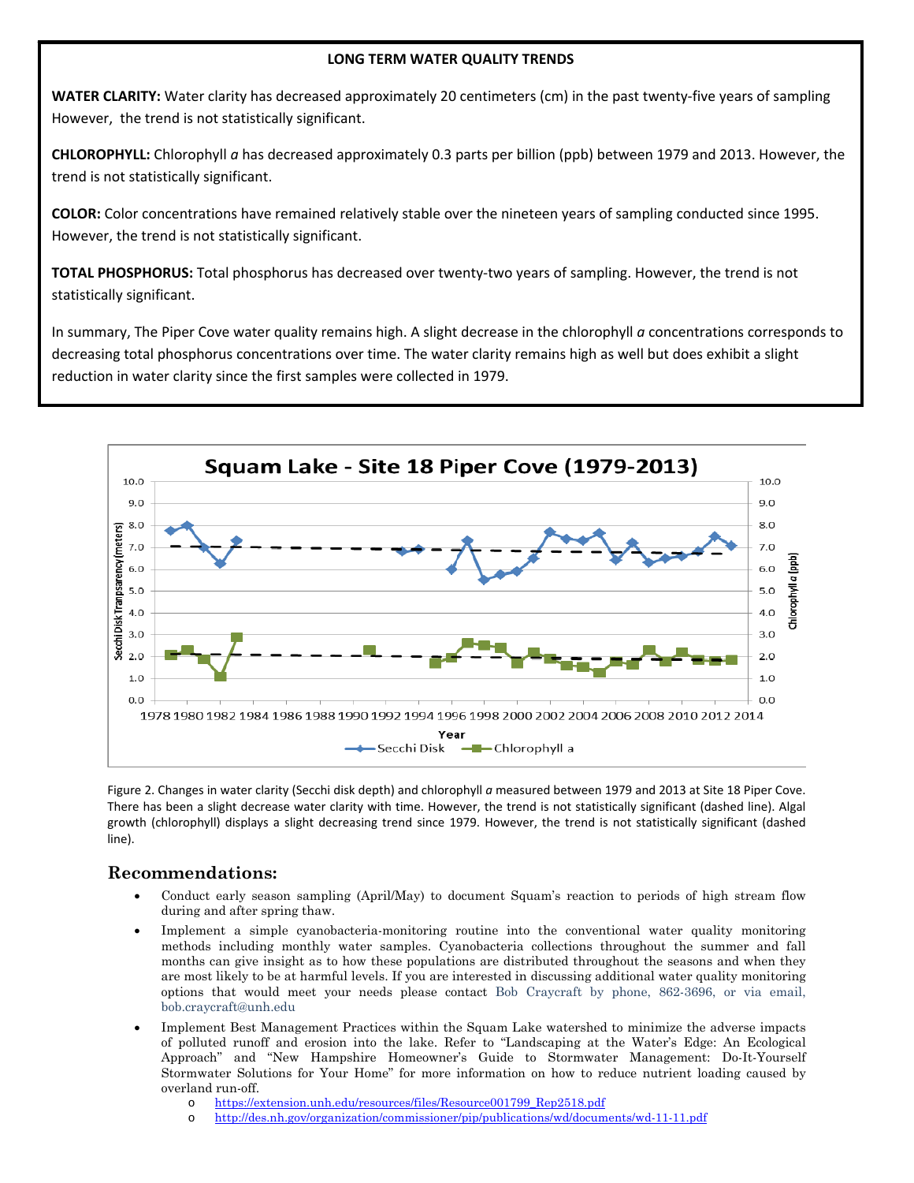**LONG TERM WATER QUALITY TRENDS**

**WATER CLARITY:** Water clarity has decreased approximately 20 centimeters (cm) in the past twenty-five years of sampling However, the trend is not statistically significant.

**CHLOROPHYLL:** Chlorophyll *a* has decreased approximately 0.3 parts per billion (ppb) between 1979 and 2013. However, the trend is not statistically significant.

**COLOR:** Color concentrations have remained relatively stable over the nineteen years of sampling conducted since 1995. However, the trend is not statistically significant.

**TOTAL PHOSPHORUS:** Total phosphorus has decreased over twenty-two years of sampling. However, the trend is not statistically significant.

In summary, The Piper Cove water quality remains high. A slight decrease in the chlorophyll *a* concentrations corresponds to decreasing total phosphorus concentrations over time. The water clarity remains high as well but does exhibit a slight reduction in water clarity since the first samples were collected in 1979.

Figure 2. Changes in water clarity (Secchi disk depth) and chlorophyll *a* measured between 1979 and 2013 at Site 18 Piper Cove. There has been a slight decrease water clarity with time. However, the trend is not statistically significant (dashed line). Algal growth (chlorophyll) displays a slight decreasing trend since 1979. However, the trend is not statistically significant (dashed line).

## Recommendations:

- Conduct early season sampling (April/May) to document Squam's reaction to periods of high stream flow during and after spring thaw.
- Implement a simple cyanobacteria-monitoring routine into the conventional water quality monitoring methods including monthly water samples. Cyanobacteria collections throughout the summer and fall months can give insight as to how these populations are distributed throughout the seasons and when they are most likely to be at harmful levels. If you are interested in discussing additional water quality monitoring options that would meet your needs please contact Bob Craycraft by phone, 862-3696, or via email, bob.craycraft@unh.edu
- Implement Best Management Practices within the Squam Lake watershed to minimize the adverse impacts of polluted runoff and erosion into the lake. Refer to "Landscaping at the Water's Edge: An Ecological Approach" and "New Hampshire Homeowner's Guide to Stormwater Management: Do-It-Yourself Stormwater Solutions for Your Home" for more information on how to reduce nutrient loading caused by overland run-off.
  - https://extension.unh.edu/resources/files/Resource001799_Rep2518.pdf
  - http://des.nh.gov/organization/commissioner/pip/publications/wd/documents/wd-11-11.pdf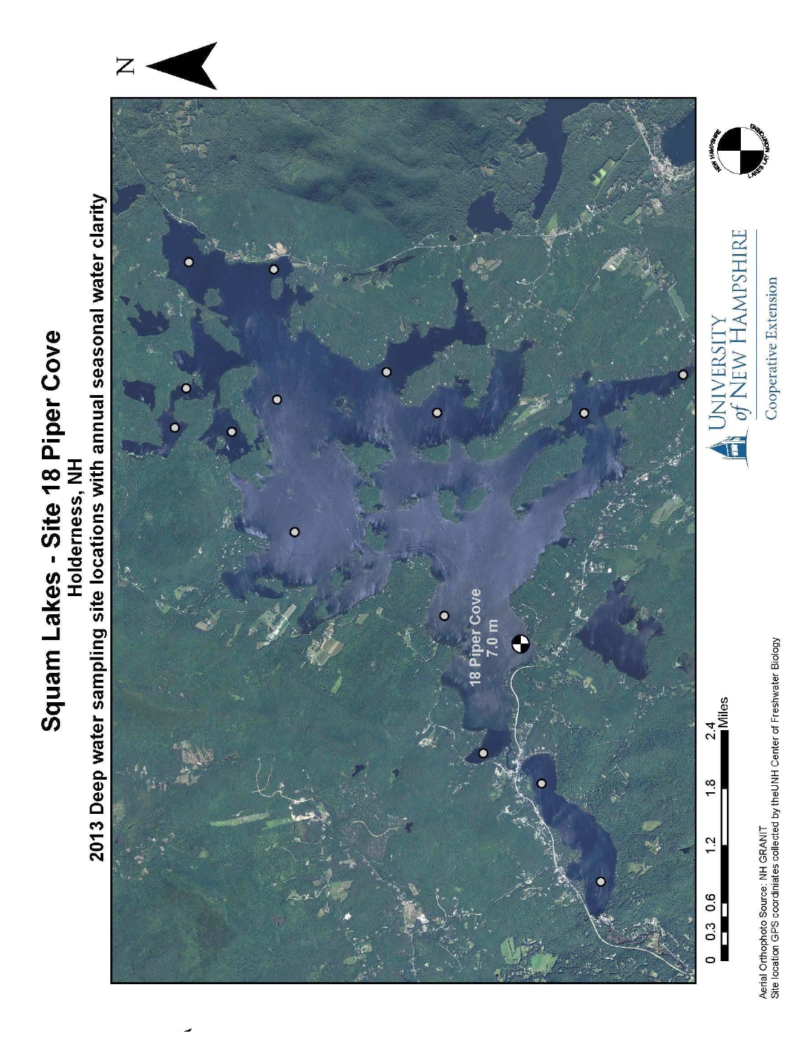# Squam Lakes - Site 18 Piper Cove

## Holderness, NH

### 2013 Deep water sampling site locations with annual seasonal water clarity

18 Piper Cove
7.0 m

N

0 0.3 0.6 1.2 1.8 2.4
Miles

University of New Hampshire
Cooperative Extension

New Hampshire Lakes Lay Monitoring

Aerial Orthophoto Source: NH GRANIT
Site location GPS coordinates collected by theUNH Center of Freshwater Biology